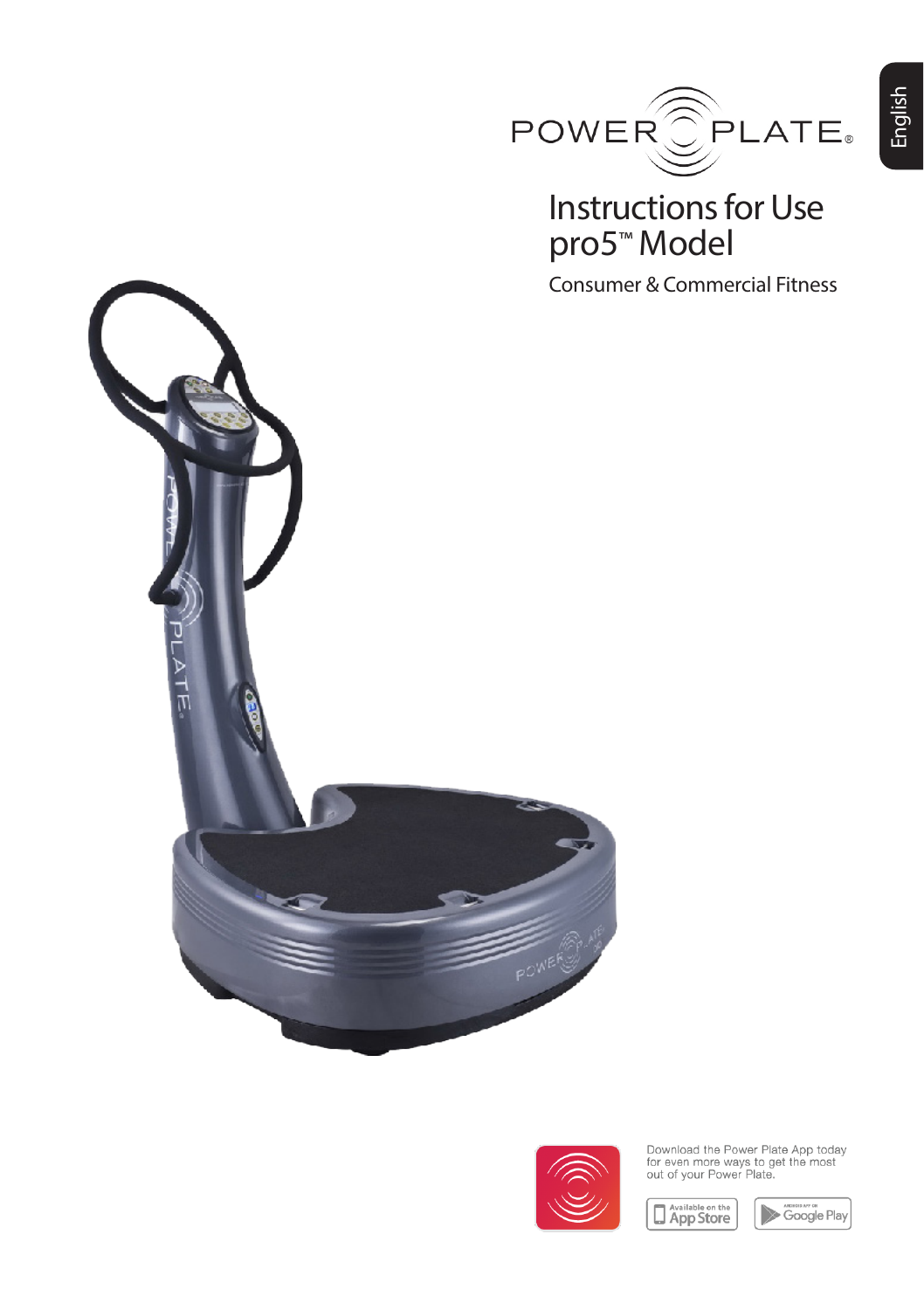English

POWER PLATE®

# Instructions for Use pro5™ Model

Consumer & Commercial Fitness

Download the Power Plate App today for even more ways to get the most out of your Power Plate.

Available on the App Store

Android App on Google Play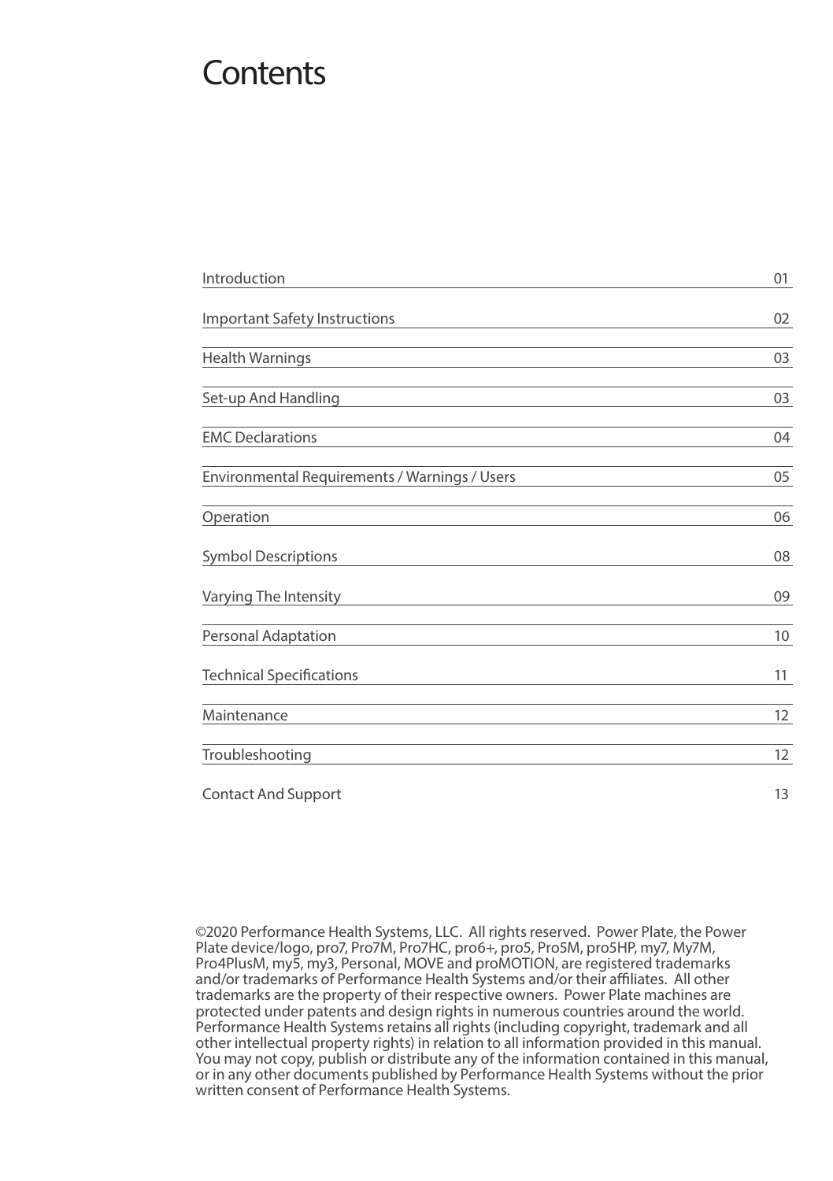# Contents

| | |
|---|---|
| Introduction | 01 |
| Important Safety Instructions | 02 |
| Health Warnings | 03 |
| Set-up And Handling | 03 |
| EMC Declarations | 04 |
| Environmental Requirements / Warnings / Users | 05 |
| Operation | 06 |
| Symbol Descriptions | 08 |
| Varying The Intensity | 09 |
| Personal Adaptation | 10 |
| Technical Specifications | 11 |
| Maintenance | 12 |
| Troubleshooting | 12 |
| Contact And Support | 13 |

©2020 Performance Health Systems, LLC. All rights reserved. Power Plate, the Power Plate device/logo, pro7, Pro7M, Pro7HC, pro6+, pro5, Pro5M, pro5HP, my7, My7M, Pro4PlusM, my5, my3, Personal, MOVE and proMOTION, are registered trademarks and/or trademarks of Performance Health Systems and/or their affiliates. All other trademarks are the property of their respective owners. Power Plate machines are protected under patents and design rights in numerous countries around the world. Performance Health Systems retains all rights (including copyright, trademark and all other intellectual property rights) in relation to all information provided in this manual. You may not copy, publish or distribute any of the information contained in this manual, or in any other documents published by Performance Health Systems without the prior written consent of Performance Health Systems.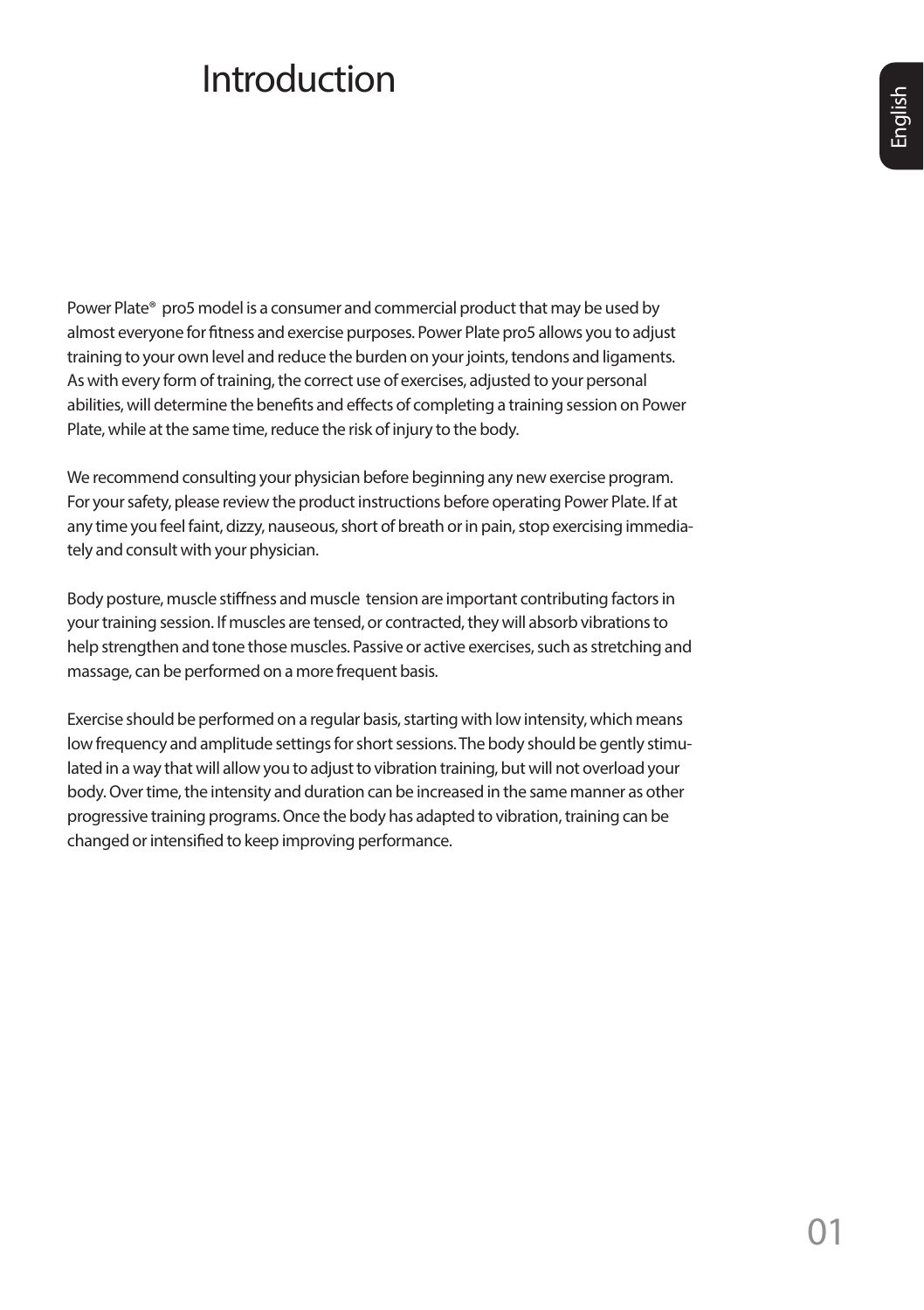# Introduction

Power Plate® pro5 model is a consumer and commercial product that may be used by almost everyone for fitness and exercise purposes. Power Plate pro5 allows you to adjust training to your own level and reduce the burden on your joints, tendons and ligaments. As with every form of training, the correct use of exercises, adjusted to your personal abilities, will determine the benefits and effects of completing a training session on Power Plate, while at the same time, reduce the risk of injury to the body.

We recommend consulting your physician before beginning any new exercise program. For your safety, please review the product instructions before operating Power Plate. If at any time you feel faint, dizzy, nauseous, short of breath or in pain, stop exercising immediately and consult with your physician.

Body posture, muscle stiffness and muscle tension are important contributing factors in your training session. If muscles are tensed, or contracted, they will absorb vibrations to help strengthen and tone those muscles. Passive or active exercises, such as stretching and massage, can be performed on a more frequent basis.

Exercise should be performed on a regular basis, starting with low intensity, which means low frequency and amplitude settings for short sessions. The body should be gently stimulated in a way that will allow you to adjust to vibration training, but will not overload your body. Over time, the intensity and duration can be increased in the same manner as other progressive training programs. Once the body has adapted to vibration, training can be changed or intensified to keep improving performance.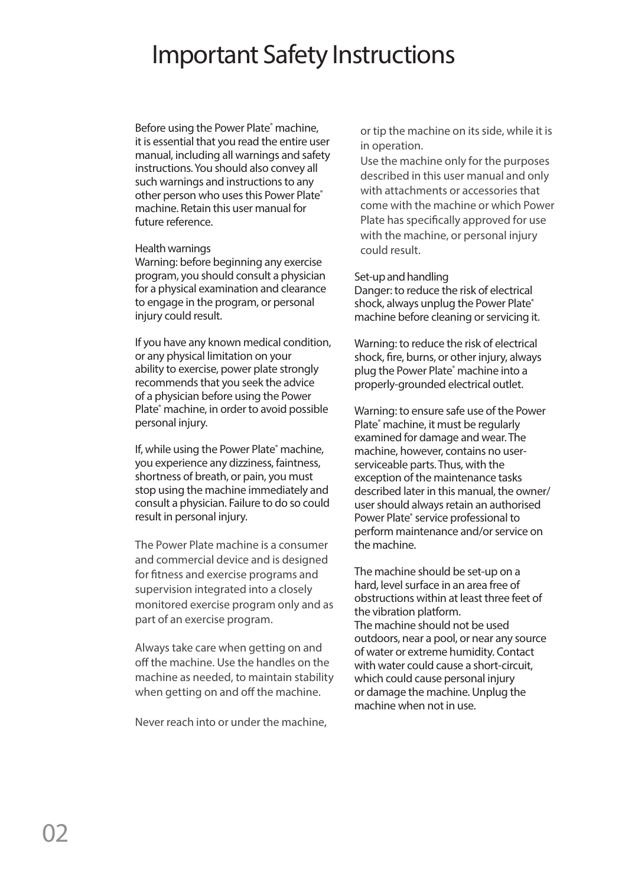# Important Safety Instructions

Before using the Power Plate® machine, it is essential that you read the entire user manual, including all warnings and safety instructions. You should also convey all such warnings and instructions to any other person who uses this Power Plate® machine. Retain this user manual for future reference.

Health warnings

Warning: before beginning any exercise program, you should consult a physician for a physical examination and clearance to engage in the program, or personal injury could result.

If you have any known medical condition, or any physical limitation on your ability to exercise, power plate strongly recommends that you seek the advice of a physician before using the Power Plate® machine, in order to avoid possible personal injury.

If, while using the Power Plate® machine, you experience any dizziness, faintness, shortness of breath, or pain, you must stop using the machine immediately and consult a physician. Failure to do so could result in personal injury.

The Power Plate machine is a consumer and commercial device and is designed for fitness and exercise programs and supervision integrated into a closely monitored exercise program only and as part of an exercise program.

Always take care when getting on and off the machine. Use the handles on the machine as needed, to maintain stability when getting on and off the machine.

Never reach into or under the machine, or tip the machine on its side, while it is in operation.

Use the machine only for the purposes described in this user manual and only with attachments or accessories that come with the machine or which Power Plate has specifically approved for use with the machine, or personal injury could result.

Set-up and handling

Danger: to reduce the risk of electrical shock, always unplug the Power Plate® machine before cleaning or servicing it.

Warning: to reduce the risk of electrical shock, fire, burns, or other injury, always plug the Power Plate® machine into a properly-grounded electrical outlet.

Warning: to ensure safe use of the Power Plate® machine, it must be regularly examined for damage and wear. The machine, however, contains no user-serviceable parts. Thus, with the exception of the maintenance tasks described later in this manual, the owner/user should always retain an authorised Power Plate® service professional to perform maintenance and/or service on the machine.

The machine should be set-up on a hard, level surface in an area free of obstructions within at least three feet of the vibration platform.

The machine should not be used outdoors, near a pool, or near any source of water or extreme humidity. Contact with water could cause a short-circuit, which could cause personal injury or damage the machine. Unplug the machine when not in use.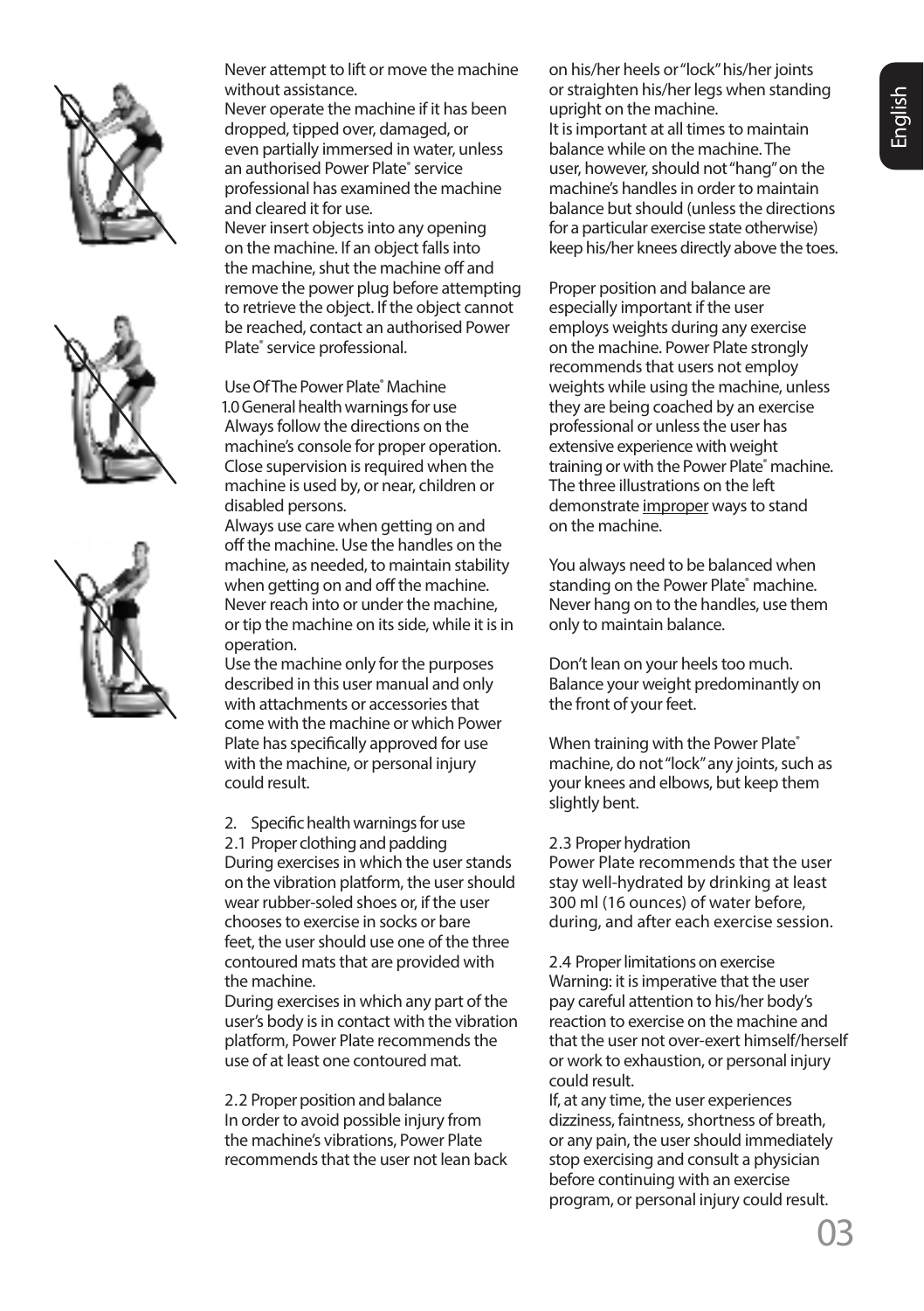Never attempt to lift or move the machine without assistance.

Never operate the machine if it has been dropped, tipped over, damaged, or even partially immersed in water, unless an authorised Power Plate® service professional has examined the machine and cleared it for use.

Never insert objects into any opening on the machine. If an object falls into the machine, shut the machine off and remove the power plug before attempting to retrieve the object. If the object cannot be reached, contact an authorised Power Plate® service professional.

## Use Of The Power Plate® Machine

### 1.0 General health warnings for use

Always follow the directions on the machine's console for proper operation.

Close supervision is required when the machine is used by, or near, children or disabled persons.

Always use care when getting on and off the machine. Use the handles on the machine, as needed, to maintain stability when getting on and off the machine.

Never reach into or under the machine, or tip the machine on its side, while it is in operation.

Use the machine only for the purposes described in this user manual and only with attachments or accessories that come with the machine or which Power Plate has specifically approved for use with the machine, or personal injury could result.

### 2. Specific health warnings for use

#### 2.1 Proper clothing and padding

During exercises in which the user stands on the vibration platform, the user should wear rubber-soled shoes or, if the user chooses to exercise in socks or bare feet, the user should use one of the three contoured mats that are provided with the machine.

During exercises in which any part of the user's body is in contact with the vibration platform, Power Plate recommends the use of at least one contoured mat.

#### 2.2 Proper position and balance

In order to avoid possible injury from the machine's vibrations, Power Plate recommends that the user not lean back on his/her heels or "lock" his/her joints or straighten his/her legs when standing upright on the machine.

It is important at all times to maintain balance while on the machine. The user, however, should not "hang" on the machine's handles in order to maintain balance but should (unless the directions for a particular exercise state otherwise) keep his/her knees directly above the toes.

Proper position and balance are especially important if the user employs weights during any exercise on the machine. Power Plate strongly recommends that users not employ weights while using the machine, unless they are being coached by an exercise professional or unless the user has extensive experience with weight training or with the Power Plate® machine. The three illustrations on the left demonstrate improper ways to stand on the machine.

You always need to be balanced when standing on the Power Plate® machine. Never hang on to the handles, use them only to maintain balance.

Don't lean on your heels too much. Balance your weight predominantly on the front of your feet.

When training with the Power Plate® machine, do not "lock" any joints, such as your knees and elbows, but keep them slightly bent.

#### 2.3 Proper hydration

Power Plate recommends that the user stay well-hydrated by drinking at least 300 ml (16 ounces) of water before, during, and after each exercise session.

#### 2.4 Proper limitations on exercise

Warning: it is imperative that the user pay careful attention to his/her body's reaction to exercise on the machine and that the user not over-exert himself/herself or work to exhaustion, or personal injury could result.

If, at any time, the user experiences dizziness, faintness, shortness of breath, or any pain, the user should immediately stop exercising and consult a physician before continuing with an exercise program, or personal injury could result.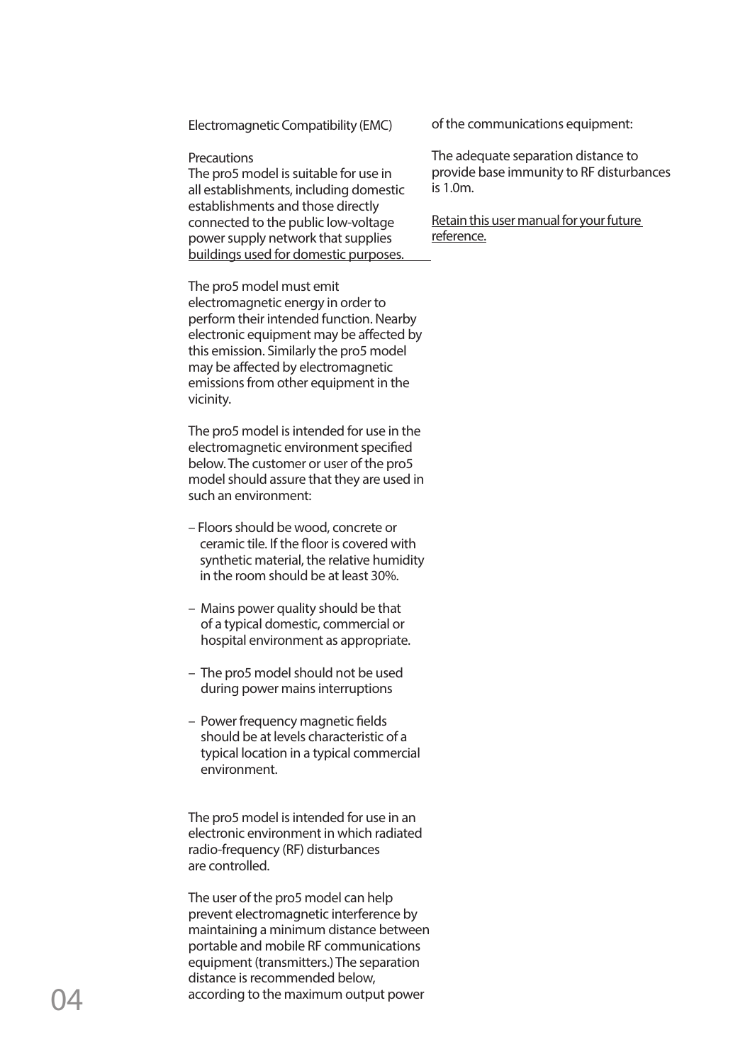## Electromagnetic Compatibility (EMC)

### Precautions

The pro5 model is suitable for use in all establishments, including domestic establishments and those directly connected to the public low-voltage power supply network that supplies buildings used for domestic purposes.

The pro5 model must emit electromagnetic energy in order to perform their intended function. Nearby electronic equipment may be affected by this emission. Similarly the pro5 model may be affected by electromagnetic emissions from other equipment in the vicinity.

The pro5 model is intended for use in the electromagnetic environment specified below. The customer or user of the pro5 model should assure that they are used in such an environment:

– Floors should be wood, concrete or ceramic tile. If the floor is covered with synthetic material, the relative humidity in the room should be at least 30%.

– Mains power quality should be that of a typical domestic, commercial or hospital environment as appropriate.

– The pro5 model should not be used during power mains interruptions

– Power frequency magnetic fields should be at levels characteristic of a typical location in a typical commercial environment.

The pro5 model is intended for use in an electronic environment in which radiated radio-frequency (RF) disturbances are controlled.

The user of the pro5 model can help prevent electromagnetic interference by maintaining a minimum distance between portable and mobile RF communications equipment (transmitters.) The separation distance is recommended below, according to the maximum output power of the communications equipment:

The adequate separation distance to provide base immunity to RF disturbances is 1.0m.

Retain this user manual for your future reference.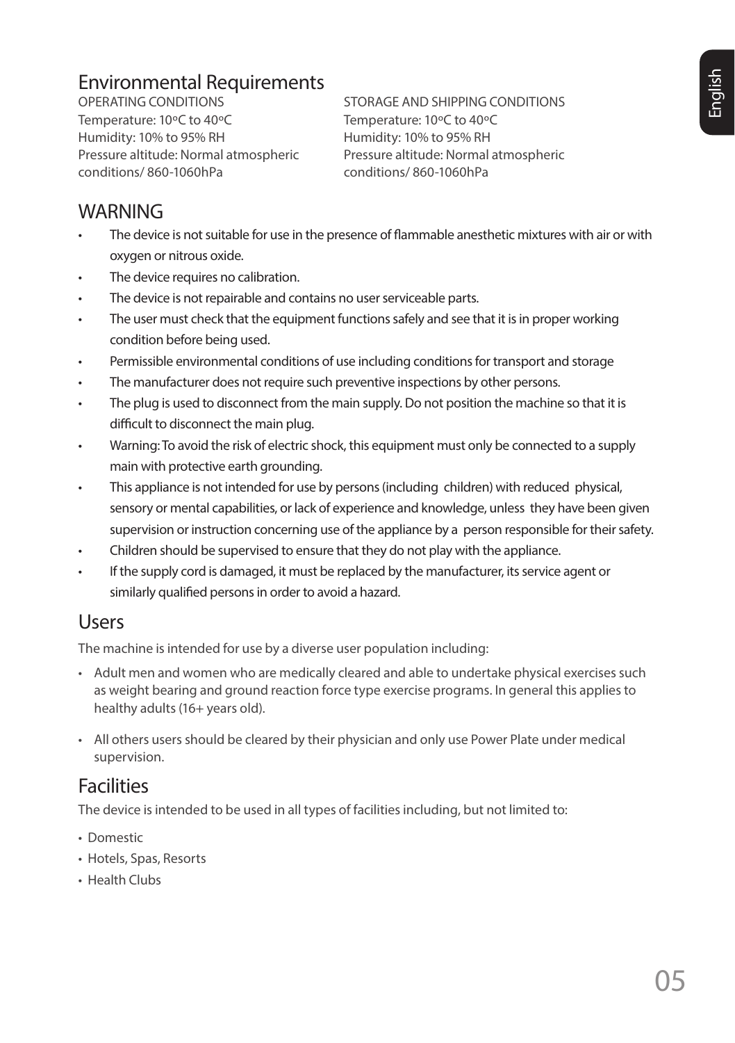## Environmental Requirements

OPERATING CONDITIONS
Temperature: 10ºC to 40ºC
Humidity: 10% to 95% RH
Pressure altitude: Normal atmospheric conditions/ 860-1060hPa

STORAGE AND SHIPPING CONDITIONS
Temperature: 10ºC to 40ºC
Humidity: 10% to 95% RH
Pressure altitude: Normal atmospheric conditions/ 860-1060hPa

## WARNING

- The device is not suitable for use in the presence of flammable anesthetic mixtures with air or with oxygen or nitrous oxide.
- The device requires no calibration.
- The device is not repairable and contains no user serviceable parts.
- The user must check that the equipment functions safely and see that it is in proper working condition before being used.
- Permissible environmental conditions of use including conditions for transport and storage
- The manufacturer does not require such preventive inspections by other persons.
- The plug is used to disconnect from the main supply. Do not position the machine so that it is difficult to disconnect the main plug.
- Warning: To avoid the risk of electric shock, this equipment must only be connected to a supply main with protective earth grounding.
- This appliance is not intended for use by persons (including children) with reduced physical, sensory or mental capabilities, or lack of experience and knowledge, unless they have been given supervision or instruction concerning use of the appliance by a person responsible for their safety.
- Children should be supervised to ensure that they do not play with the appliance.
- If the supply cord is damaged, it must be replaced by the manufacturer, its service agent or similarly qualified persons in order to avoid a hazard.

## Users

The machine is intended for use by a diverse user population including:

- Adult men and women who are medically cleared and able to undertake physical exercises such as weight bearing and ground reaction force type exercise programs. In general this applies to healthy adults (16+ years old).
- All others users should be cleared by their physician and only use Power Plate under medical supervision.

## Facilities

The device is intended to be used in all types of facilities including, but not limited to:

- Domestic
- Hotels, Spas, Resorts
- Health Clubs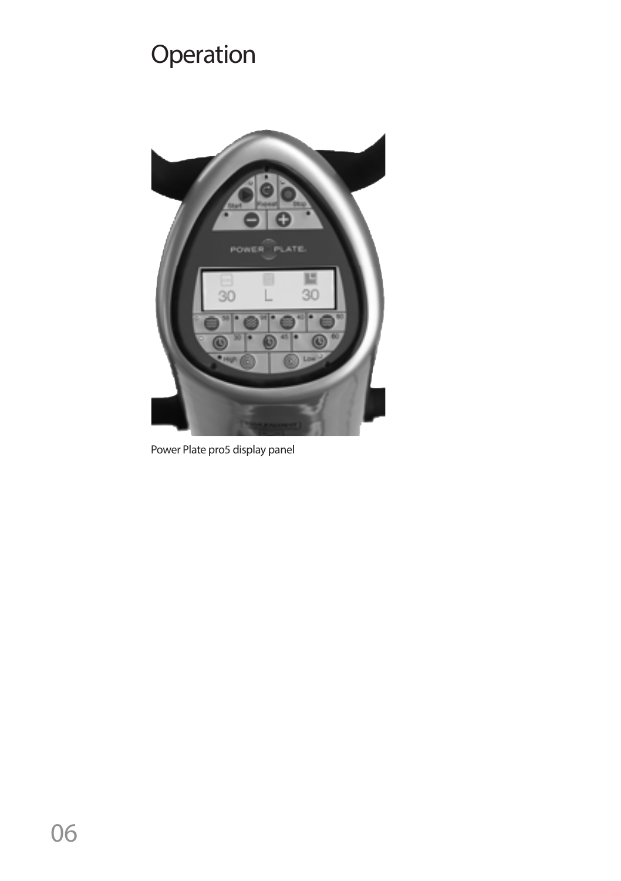# Operation

Power Plate pro5 display panel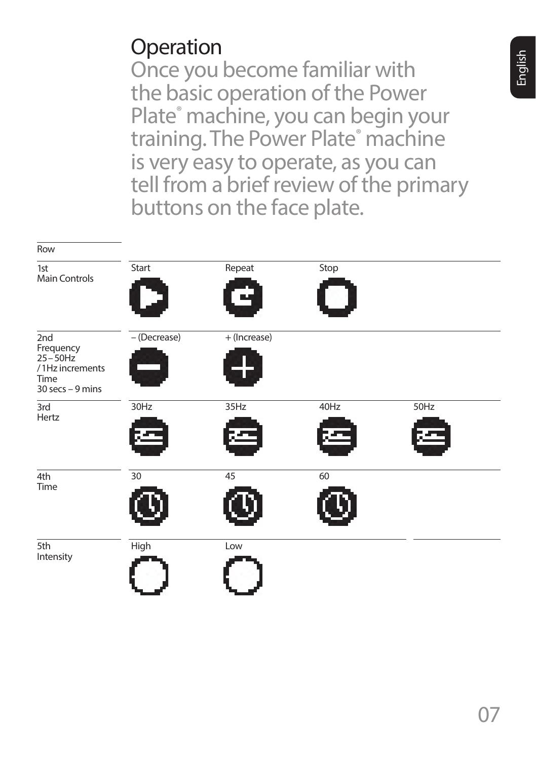# Operation

Once you become familiar with the basic operation of the Power Plate® machine, you can begin your training. The Power Plate® machine is very easy to operate, as you can tell from a brief review of the primary buttons on the face plate.

| Row | | | | |
|---|---|---|---|---|
| 1st<br>Main Controls | Start | Repeat | Stop | |
| 2nd<br>Frequency<br>25 – 50Hz<br>/ 1Hz increments<br>Time<br>30 secs – 9 mins | – (Decrease) | + (Increase) | | |
| 3rd<br>Hertz | 30Hz | 35Hz | 40Hz | 50Hz |
| 4th<br>Time | 30 | 45 | 60 | |
| 5th<br>Intensity | High | Low | | |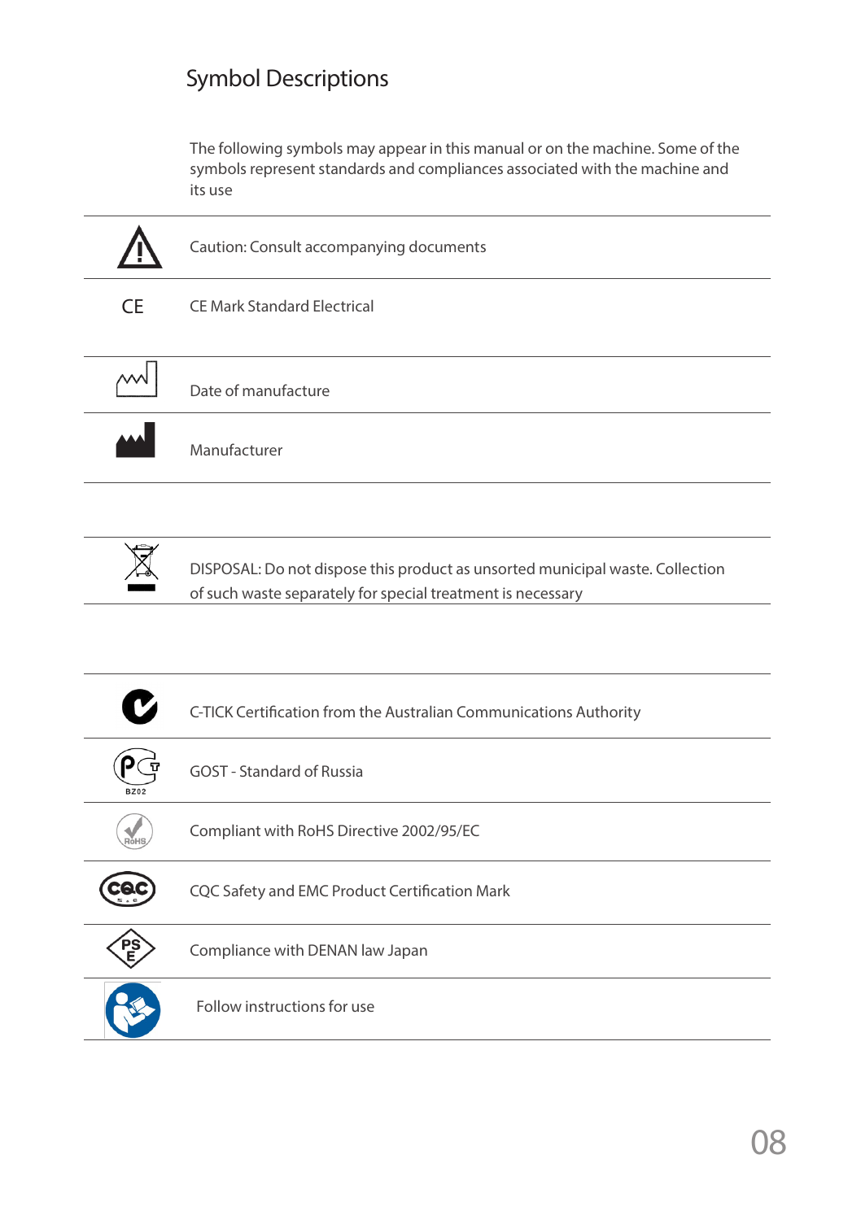## Symbol Descriptions

The following symbols may appear in this manual or on the machine. Some of the symbols represent standards and compliances associated with the machine and its use

| Symbol | Description |
|---|---|
| ⚠ | Caution: Consult accompanying documents |
| CE | CE Mark Standard Electrical |
| | Date of manufacture |
| | Manufacturer |
| | DISPOSAL: Do not dispose this product as unsorted municipal waste. Collection of such waste separately for special treatment is necessary |
| | C-TICK Certification from the Australian Communications Authority |
| BZ02 | GOST - Standard of Russia |
| RoHS | Compliant with RoHS Directive 2002/95/EC |
| CQC | CQC Safety and EMC Product Certification Mark |
| PS E | Compliance with DENAN law Japan |
| | Follow instructions for use |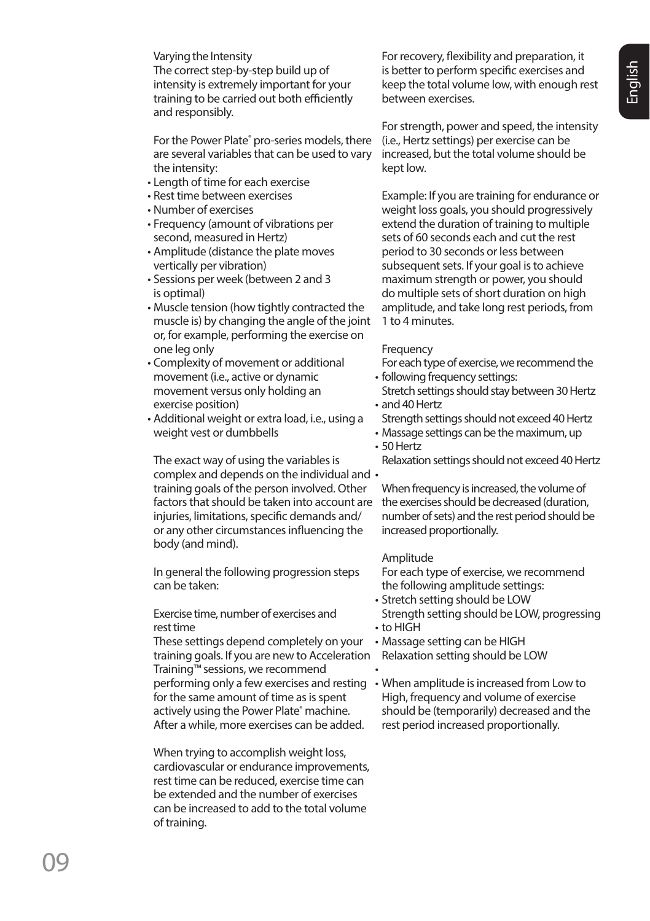### Varying the Intensity

The correct step-by-step build up of intensity is extremely important for your training to be carried out both efficiently and responsibly.

For the Power Plate® pro-series models, there are several variables that can be used to vary the intensity:

- Length of time for each exercise
- Rest time between exercises
- Number of exercises
- Frequency (amount of vibrations per second, measured in Hertz)
- Amplitude (distance the plate moves vertically per vibration)
- Sessions per week (between 2 and 3 is optimal)
- Muscle tension (how tightly contracted the muscle is) by changing the angle of the joint or, for example, performing the exercise on one leg only
- Complexity of movement or additional movement (i.e., active or dynamic movement versus only holding an exercise position)
- Additional weight or extra load, i.e., using a weight vest or dumbbells

The exact way of using the variables is complex and depends on the individual and training goals of the person involved. Other factors that should be taken into account are injuries, limitations, specific demands and/or any other circumstances influencing the body (and mind).

In general the following progression steps can be taken:

### Exercise time, number of exercises and rest time

These settings depend completely on your training goals. If you are new to Acceleration Training™ sessions, we recommend performing only a few exercises and resting for the same amount of time as is spent actively using the Power Plate® machine. After a while, more exercises can be added.

When trying to accomplish weight loss, cardiovascular or endurance improvements, rest time can be reduced, exercise time can be extended and the number of exercises can be increased to add to the total volume of training.

For recovery, flexibility and preparation, it is better to perform specific exercises and keep the total volume low, with enough rest between exercises.

For strength, power and speed, the intensity (i.e., Hertz settings) per exercise can be increased, but the total volume should be kept low.

Example: If you are training for endurance or weight loss goals, you should progressively extend the duration of training to multiple sets of 60 seconds each and cut the rest period to 30 seconds or less between subsequent sets. If your goal is to achieve maximum strength or power, you should do multiple sets of short duration on high amplitude, and take long rest periods, from 1 to 4 minutes.

### Frequency

For each type of exercise, we recommend the following frequency settings:

- Stretch settings should stay between 30 Hertz and 40 Hertz
- Strength settings should not exceed 40 Hertz
- Massage settings can be the maximum, up 50 Hertz
- Relaxation settings should not exceed 40 Hertz

When frequency is increased, the volume of the exercises should be decreased (duration, number of sets) and the rest period should be increased proportionally.

### Amplitude

For each type of exercise, we recommend the following amplitude settings:

- Stretch setting should be LOW
- Strength setting should be LOW, progressing to HIGH
- Massage setting can be HIGH
- Relaxation setting should be LOW
- When amplitude is increased from Low to High, frequency and volume of exercise should be (temporarily) decreased and the rest period increased proportionally.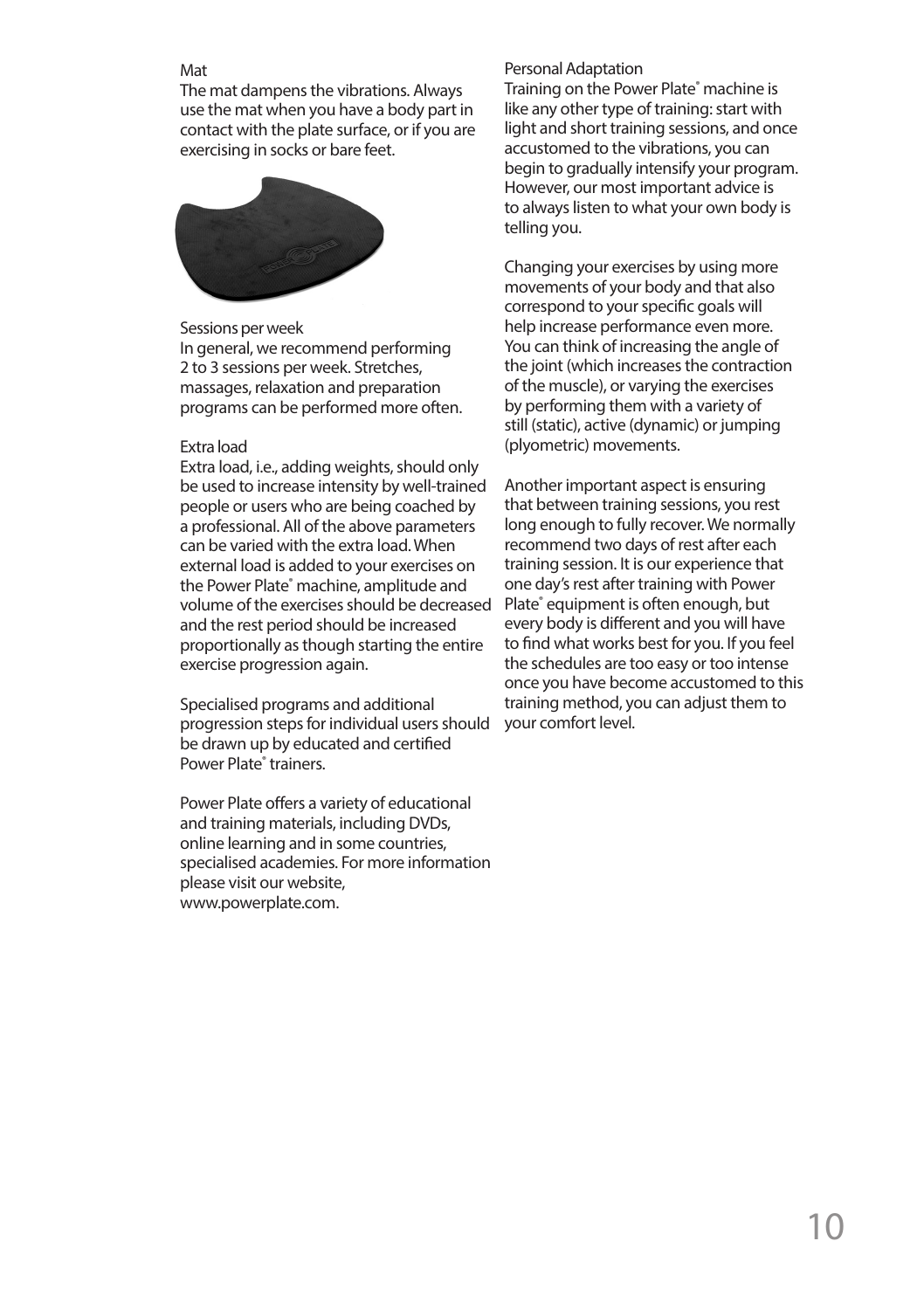### Mat

The mat dampens the vibrations. Always use the mat when you have a body part in contact with the plate surface, or if you are exercising in socks or bare feet.

### Sessions per week

In general, we recommend performing 2 to 3 sessions per week. Stretches, massages, relaxation and preparation programs can be performed more often.

### Extra load

Extra load, i.e., adding weights, should only be used to increase intensity by well-trained people or users who are being coached by a professional. All of the above parameters can be varied with the extra load. When external load is added to your exercises on the Power Plate® machine, amplitude and volume of the exercises should be decreased and the rest period should be increased proportionally as though starting the entire exercise progression again.

Specialised programs and additional progression steps for individual users should be drawn up by educated and certified Power Plate® trainers.

Power Plate offers a variety of educational and training materials, including DVDs, online learning and in some countries, specialised academies. For more information please visit our website, www.powerplate.com.

### Personal Adaptation

Training on the Power Plate® machine is like any other type of training: start with light and short training sessions, and once accustomed to the vibrations, you can begin to gradually intensify your program. However, our most important advice is to always listen to what your own body is telling you.

Changing your exercises by using more movements of your body and that also correspond to your specific goals will help increase performance even more. You can think of increasing the angle of the joint (which increases the contraction of the muscle), or varying the exercises by performing them with a variety of still (static), active (dynamic) or jumping (plyometric) movements.

Another important aspect is ensuring that between training sessions, you rest long enough to fully recover. We normally recommend two days of rest after each training session. It is our experience that one day's rest after training with Power Plate® equipment is often enough, but every body is different and you will have to find what works best for you. If you feel the schedules are too easy or too intense once you have become accustomed to this training method, you can adjust them to your comfort level.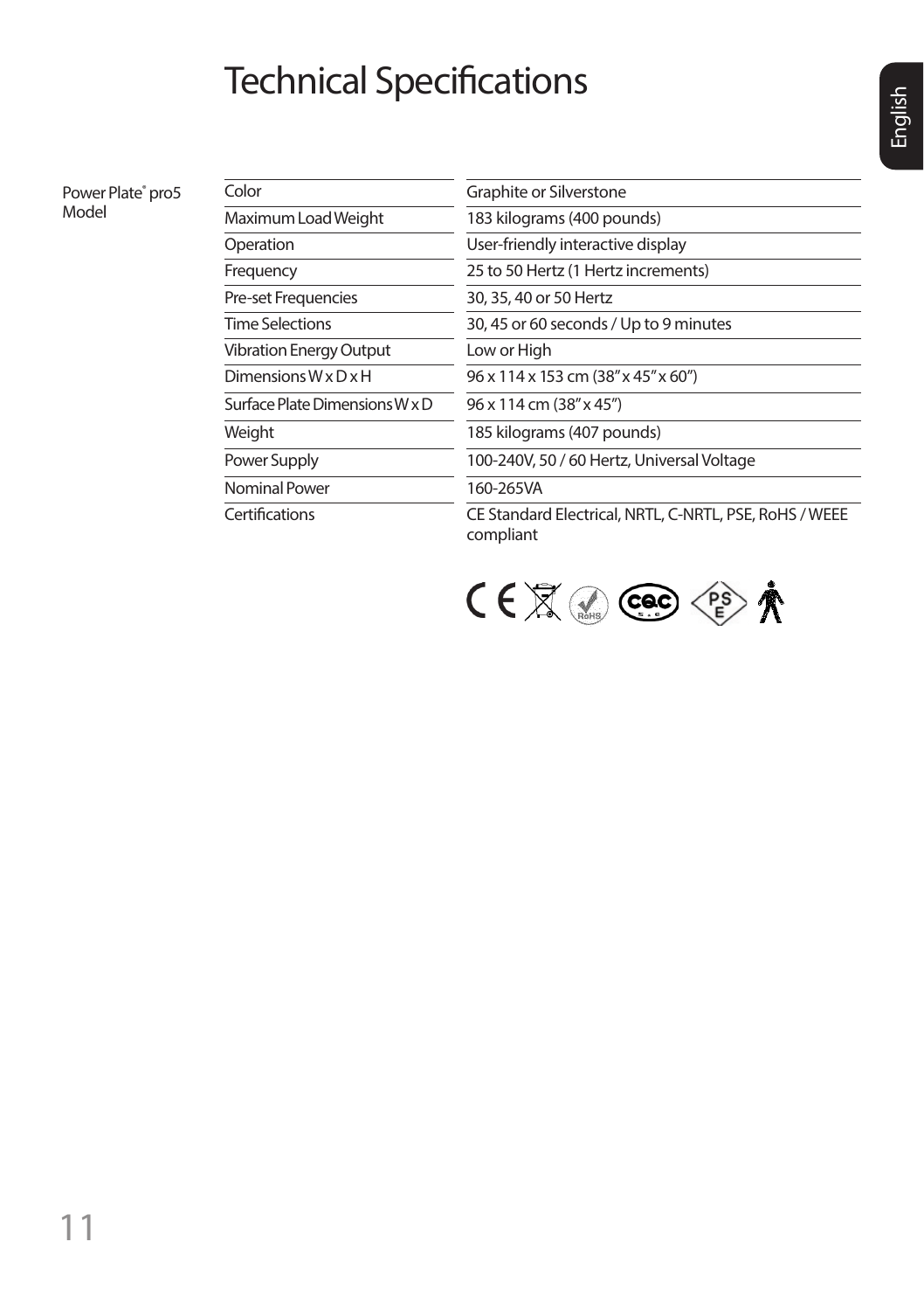# Technical Specifications

Power Plate® pro5 Model

| Color | Graphite or Silverstone |
|---|---|
| Maximum Load Weight | 183 kilograms (400 pounds) |
| Operation | User-friendly interactive display |
| Frequency | 25 to 50 Hertz (1 Hertz increments) |
| Pre-set Frequencies | 30, 35, 40 or 50 Hertz |
| Time Selections | 30, 45 or 60 seconds / Up to 9 minutes |
| Vibration Energy Output | Low or High |
| Dimensions W x D x H | 96 x 114 x 153 cm (38" x 45" x 60") |
| Surface Plate Dimensions W x D | 96 x 114 cm (38" x 45") |
| Weight | 185 kilograms (407 pounds) |
| Power Supply | 100-240V, 50 / 60 Hertz, Universal Voltage |
| Nominal Power | 160-265VA |
| Certifications | CE Standard Electrical, NRTL, C-NRTL, PSE, RoHS / WEEE compliant |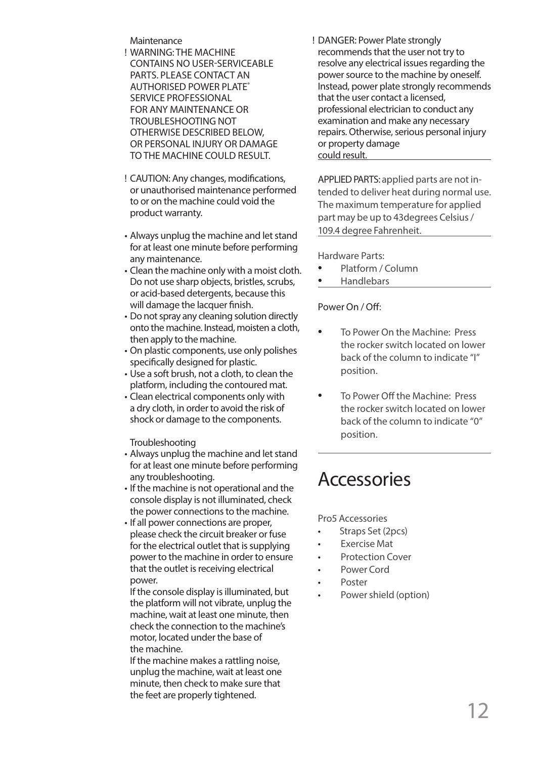Maintenance

! WARNING: THE MACHINE CONTAINS NO USER-SERVICEABLE PARTS. PLEASE CONTACT AN AUTHORISED POWER PLATE® SERVICE PROFESSIONAL FOR ANY MAINTENANCE OR TROUBLESHOOTING NOT OTHERWISE DESCRIBED BELOW, OR PERSONAL INJURY OR DAMAGE TO THE MACHINE COULD RESULT.

! CAUTION: Any changes, modifications, or unauthorised maintenance performed to or on the machine could void the product warranty.

- Always unplug the machine and let stand for at least one minute before performing any maintenance.
- Clean the machine only with a moist cloth. Do not use sharp objects, bristles, scrubs, or acid-based detergents, because this will damage the lacquer finish.
- Do not spray any cleaning solution directly onto the machine. Instead, moisten a cloth, then apply to the machine.
- On plastic components, use only polishes specifically designed for plastic.
- Use a soft brush, not a cloth, to clean the platform, including the contoured mat.
- Clean electrical components only with a dry cloth, in order to avoid the risk of shock or damage to the components.

Troubleshooting

- Always unplug the machine and let stand for at least one minute before performing any troubleshooting.
- If the machine is not operational and the console display is not illuminated, check the power connections to the machine.
- If all power connections are proper, please check the circuit breaker or fuse for the electrical outlet that is supplying power to the machine in order to ensure that the outlet is receiving electrical power.
  If the console display is illuminated, but the platform will not vibrate, unplug the machine, wait at least one minute, then check the connection to the machine's motor, located under the base of the machine.
  If the machine makes a rattling noise, unplug the machine, wait at least one minute, then check to make sure that the feet are properly tightened.

! DANGER: Power Plate strongly recommends that the user not try to resolve any electrical issues regarding the power source to the machine by oneself. Instead, power plate strongly recommends that the user contact a licensed, professional electrician to conduct any examination and make any necessary repairs. Otherwise, serious personal injury or property damage could result.

APPLIED PARTS: applied parts are not intended to deliver heat during normal use. The maximum temperature for applied part may be up to 43degrees Celsius / 109.4 degree Fahrenheit.

Hardware Parts:

- Platform / Column
- Handlebars

Power On / Off:

- To Power On the Machine: Press the rocker switch located on lower back of the column to indicate "I" position.
- To Power Off the Machine: Press the rocker switch located on lower back of the column to indicate "0" position.

# Accessories

Pro5 Accessories

- Straps Set (2pcs)
- Exercise Mat
- Protection Cover
- Power Cord
- Poster
- Power shield (option)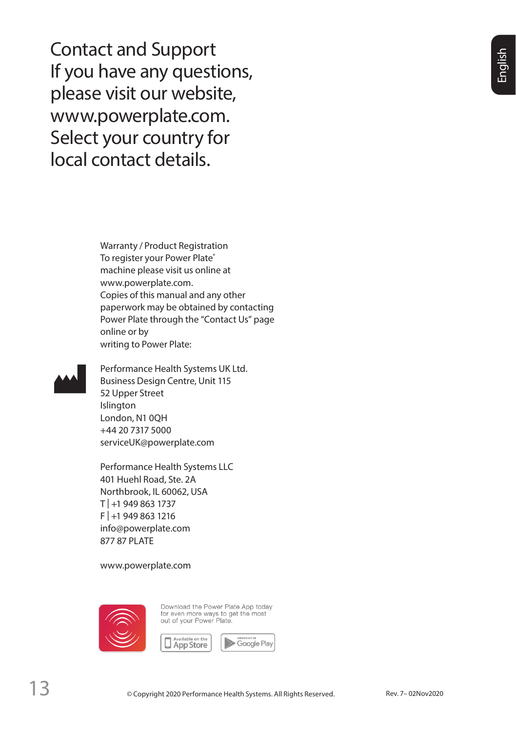# Contact and Support

If you have any questions, please visit our website, www.powerplate.com. Select your country for local contact details.

Warranty / Product Registration
To register your Power Plate® machine please visit us online at www.powerplate.com.
Copies of this manual and any other paperwork may be obtained by contacting Power Plate through the “Contact Us” page online or by writing to Power Plate:

Performance Health Systems UK Ltd.
Business Design Centre, Unit 115
52 Upper Street
Islington
London, N1 0QH
+44 20 7317 5000
serviceUK@powerplate.com

Performance Health Systems LLC
401 Huehl Road, Ste. 2A
Northbrook, IL 60062, USA
T | +1 949 863 1737
F | +1 949 863 1216
info@powerplate.com
877 87 PLATE

www.powerplate.com

Download the Power Plate App today for even more ways to get the most out of your Power Plate.

Available on the App Store

Google Play

© Copyright 2020 Performance Health Systems. All Rights Reserved.

Rev. 7– 02Nov2020